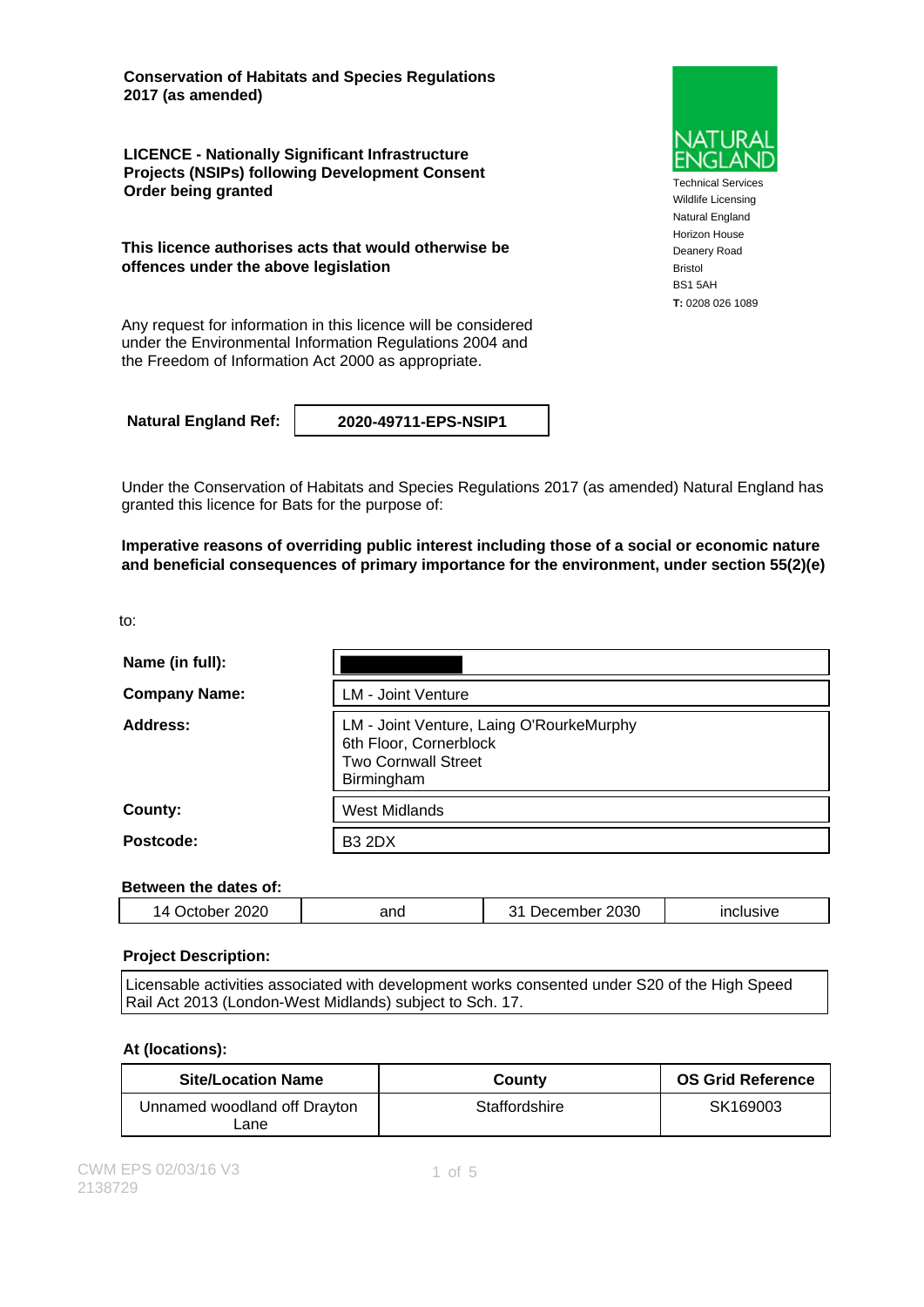**Conservation of Habitats and Species Regulations 2017 (as amended)**

**LICENCE - Nationally Significant Infrastructure Projects (NSIPs) following Development Consent Order being granted**

**This licence authorises acts that would otherwise be offences under the above legislation**

Any request for information in this licence will be considered under the Environmental Information Regulations 2004 and the Freedom of Information Act 2000 as appropriate.

NATURAL ENGLAND

Technical Services
Wildlife Licensing
Natural England
Horizon House
Deanery Road
Bristol
BS1 5AH
**T:** 0208 026 1089

| **Natural England Ref:** | **2020-49711-EPS-NSIP1** |
|---|---|

Under the Conservation of Habitats and Species Regulations 2017 (as amended) Natural England has granted this licence for Bats for the purpose of:

**Imperative reasons of overriding public interest including those of a social or economic nature and beneficial consequences of primary importance for the environment, under section 55(2)(e)**

to:

| | |
|---|---|
| **Name (in full):** | |
| **Company Name:** | LM - Joint Venture |
| **Address:** | LM - Joint Venture, Laing O'RourkeMurphy<br>6th Floor, Cornerblock<br>Two Cornwall Street<br>Birmingham |
| **County:** | West Midlands |
| **Postcode:** | B3 2DX |

**Between the dates of:**

| | | | |
|---|---|---|---|
| 14 October 2020 | and | 31 December 2030 | inclusive |

**Project Description:**

Licensable activities associated with development works consented under S20 of the High Speed Rail Act 2013 (London-West Midlands) subject to Sch. 17.

**At (locations):**

| Site/Location Name | County | OS Grid Reference |
|---|---|---|
| Unnamed woodland off Drayton Lane | Staffordshire | SK169003 |

CWM EPS 02/03/16 V3
2138729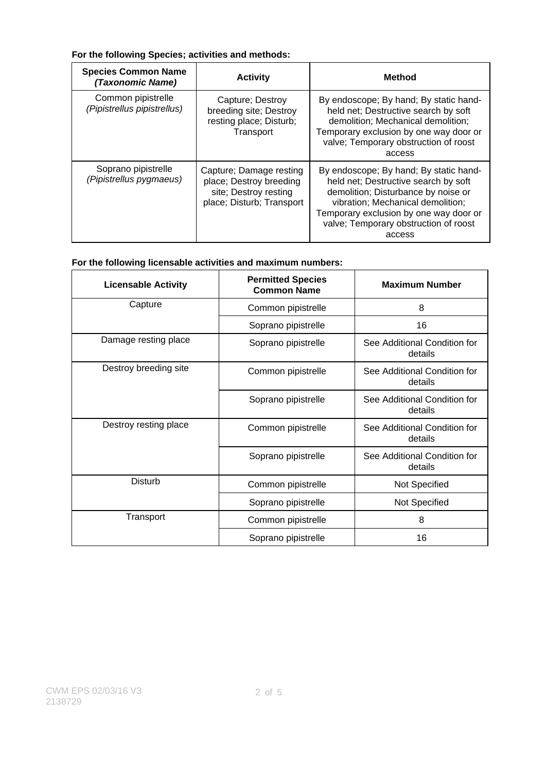**For the following Species; activities and methods:**

| Species Common Name *(Taxonomic Name)* | Activity | Method |
|---|---|---|
| Common pipistrelle *(Pipistrellus pipistrellus)* | Capture; Destroy breeding site; Destroy resting place; Disturb; Transport | By endoscope; By hand; By static hand-held net; Destructive search by soft demolition; Mechanical demolition; Temporary exclusion by one way door or valve; Temporary obstruction of roost access |
| Soprano pipistrelle *(Pipistrellus pygmaeus)* | Capture; Damage resting place; Destroy breeding site; Destroy resting place; Disturb; Transport | By endoscope; By hand; By static hand-held net; Destructive search by soft demolition; Disturbance by noise or vibration; Mechanical demolition; Temporary exclusion by one way door or valve; Temporary obstruction of roost access |

**For the following licensable activities and maximum numbers:**

| Licensable Activity | Permitted Species Common Name | Maximum Number |
|---|---|---|
| Capture | Common pipistrelle | 8 |
| | Soprano pipistrelle | 16 |
| Damage resting place | Soprano pipistrelle | See Additional Condition for details |
| Destroy breeding site | Common pipistrelle | See Additional Condition for details |
| | Soprano pipistrelle | See Additional Condition for details |
| Destroy resting place | Common pipistrelle | See Additional Condition for details |
| | Soprano pipistrelle | See Additional Condition for details |
| Disturb | Common pipistrelle | Not Specified |
| | Soprano pipistrelle | Not Specified |
| Transport | Common pipistrelle | 8 |
| | Soprano pipistrelle | 16 |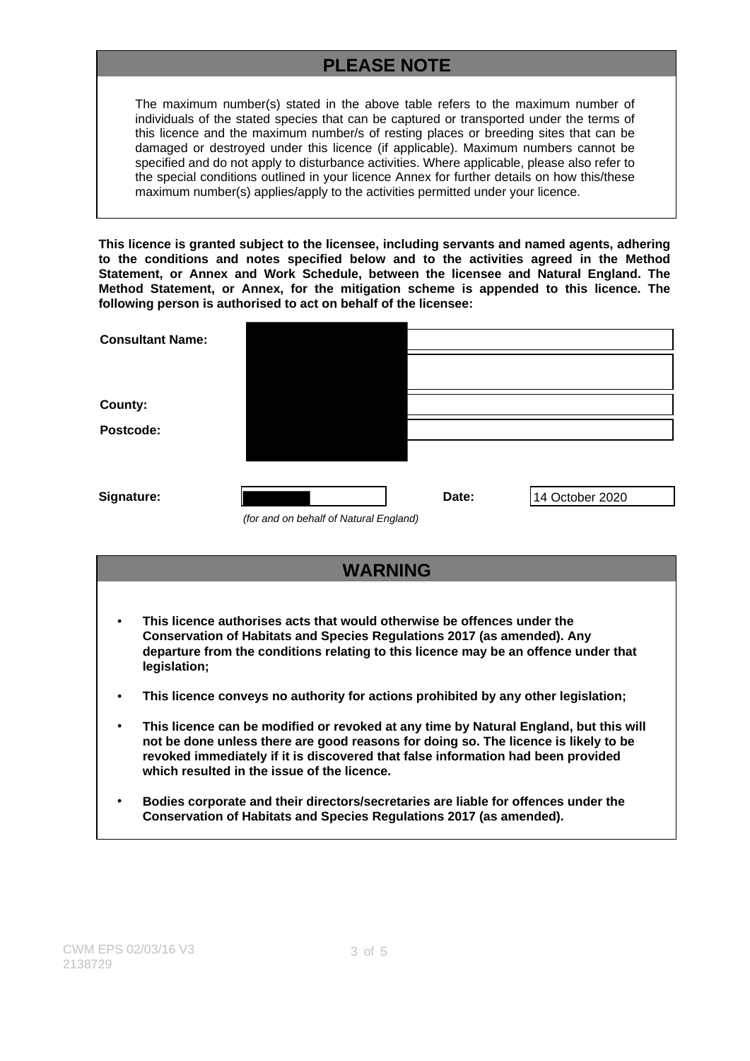## PLEASE NOTE

The maximum number(s) stated in the above table refers to the maximum number of individuals of the stated species that can be captured or transported under the terms of this licence and the maximum number/s of resting places or breeding sites that can be damaged or destroyed under this licence (if applicable). Maximum numbers cannot be specified and do not apply to disturbance activities. Where applicable, please also refer to the special conditions outlined in your licence Annex for further details on how this/these maximum number(s) applies/apply to the activities permitted under your licence.

**This licence is granted subject to the licensee, including servants and named agents, adhering to the conditions and notes specified below and to the activities agreed in the Method Statement, or Annex and Work Schedule, between the licensee and Natural England. The Method Statement, or Annex, for the mitigation scheme is appended to this licence. The following person is authorised to act on behalf of the licensee:**

**Consultant Name:**

**County:**

**Postcode:**

**Signature:** &nbsp;&nbsp;&nbsp;&nbsp; **Date:** 14 October 2020

*(for and on behalf of Natural England)*

## WARNING

- **This licence authorises acts that would otherwise be offences under the Conservation of Habitats and Species Regulations 2017 (as amended). Any departure from the conditions relating to this licence may be an offence under that legislation;**
- **This licence conveys no authority for actions prohibited by any other legislation;**
- **This licence can be modified or revoked at any time by Natural England, but this will not be done unless there are good reasons for doing so. The licence is likely to be revoked immediately if it is discovered that false information had been provided which resulted in the issue of the licence.**
- **Bodies corporate and their directors/secretaries are liable for offences under the Conservation of Habitats and Species Regulations 2017 (as amended).**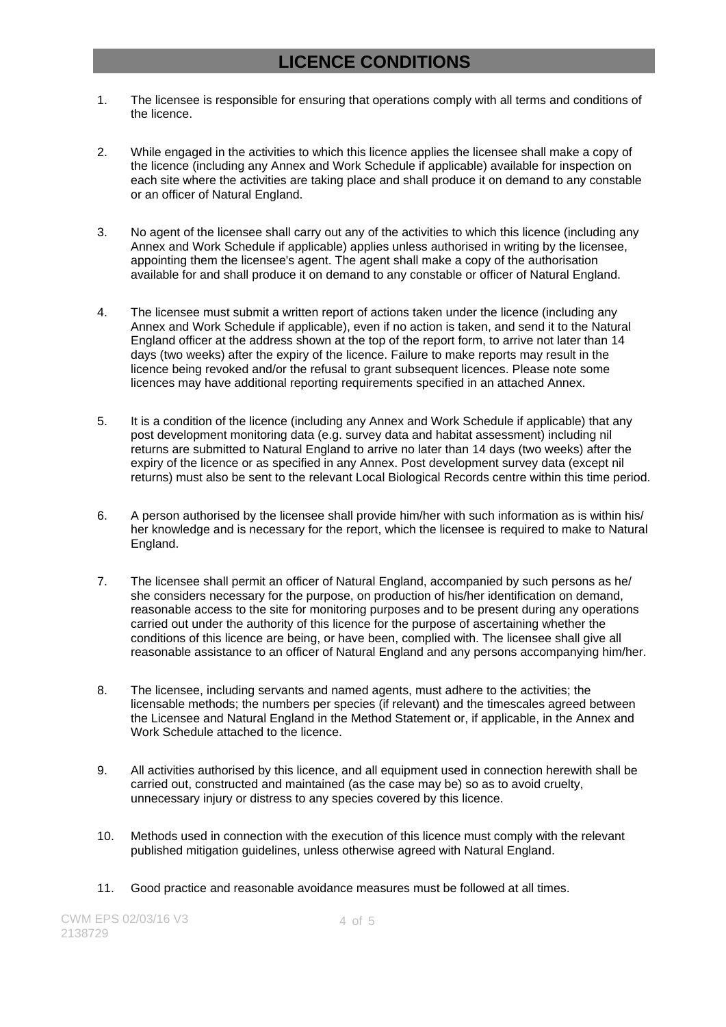# LICENCE CONDITIONS

1. The licensee is responsible for ensuring that operations comply with all terms and conditions of the licence.

2. While engaged in the activities to which this licence applies the licensee shall make a copy of the licence (including any Annex and Work Schedule if applicable) available for inspection on each site where the activities are taking place and shall produce it on demand to any constable or an officer of Natural England.

3. No agent of the licensee shall carry out any of the activities to which this licence (including any Annex and Work Schedule if applicable) applies unless authorised in writing by the licensee, appointing them the licensee's agent. The agent shall make a copy of the authorisation available for and shall produce it on demand to any constable or officer of Natural England.

4. The licensee must submit a written report of actions taken under the licence (including any Annex and Work Schedule if applicable), even if no action is taken, and send it to the Natural England officer at the address shown at the top of the report form, to arrive not later than 14 days (two weeks) after the expiry of the licence. Failure to make reports may result in the licence being revoked and/or the refusal to grant subsequent licences. Please note some licences may have additional reporting requirements specified in an attached Annex.

5. It is a condition of the licence (including any Annex and Work Schedule if applicable) that any post development monitoring data (e.g. survey data and habitat assessment) including nil returns are submitted to Natural England to arrive no later than 14 days (two weeks) after the expiry of the licence or as specified in any Annex. Post development survey data (except nil returns) must also be sent to the relevant Local Biological Records centre within this time period.

6. A person authorised by the licensee shall provide him/her with such information as is within his/her knowledge and is necessary for the report, which the licensee is required to make to Natural England.

7. The licensee shall permit an officer of Natural England, accompanied by such persons as he/she considers necessary for the purpose, on production of his/her identification on demand, reasonable access to the site for monitoring purposes and to be present during any operations carried out under the authority of this licence for the purpose of ascertaining whether the conditions of this licence are being, or have been, complied with. The licensee shall give all reasonable assistance to an officer of Natural England and any persons accompanying him/her.

8. The licensee, including servants and named agents, must adhere to the activities; the licensable methods; the numbers per species (if relevant) and the timescales agreed between the Licensee and Natural England in the Method Statement or, if applicable, in the Annex and Work Schedule attached to the licence.

9. All activities authorised by this licence, and all equipment used in connection herewith shall be carried out, constructed and maintained (as the case may be) so as to avoid cruelty, unnecessary injury or distress to any species covered by this licence.

10. Methods used in connection with the execution of this licence must comply with the relevant published mitigation guidelines, unless otherwise agreed with Natural England.

11. Good practice and reasonable avoidance measures must be followed at all times.

CWM EPS 02/03/16 V3
2138729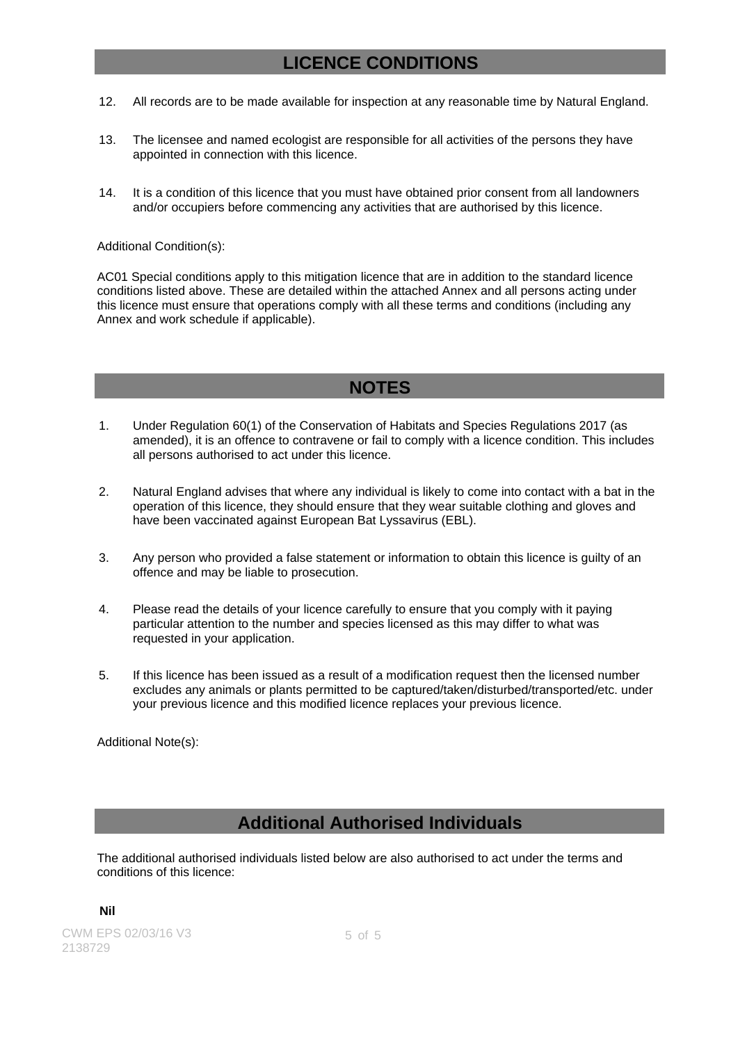## LICENCE CONDITIONS

12. All records are to be made available for inspection at any reasonable time by Natural England.

13. The licensee and named ecologist are responsible for all activities of the persons they have appointed in connection with this licence.

14. It is a condition of this licence that you must have obtained prior consent from all landowners and/or occupiers before commencing any activities that are authorised by this licence.

Additional Condition(s):

AC01 Special conditions apply to this mitigation licence that are in addition to the standard licence conditions listed above. These are detailed within the attached Annex and all persons acting under this licence must ensure that operations comply with all these terms and conditions (including any Annex and work schedule if applicable).

## NOTES

1. Under Regulation 60(1) of the Conservation of Habitats and Species Regulations 2017 (as amended), it is an offence to contravene or fail to comply with a licence condition. This includes all persons authorised to act under this licence.

2. Natural England advises that where any individual is likely to come into contact with a bat in the operation of this licence, they should ensure that they wear suitable clothing and gloves and have been vaccinated against European Bat Lyssavirus (EBL).

3. Any person who provided a false statement or information to obtain this licence is guilty of an offence and may be liable to prosecution.

4. Please read the details of your licence carefully to ensure that you comply with it paying particular attention to the number and species licensed as this may differ to what was requested in your application.

5. If this licence has been issued as a result of a modification request then the licensed number excludes any animals or plants permitted to be captured/taken/disturbed/transported/etc. under your previous licence and this modified licence replaces your previous licence.

Additional Note(s):

## Additional Authorised Individuals

The additional authorised individuals listed below are also authorised to act under the terms and conditions of this licence:

**Nil**

CWM EPS 02/03/16 V3
2138729